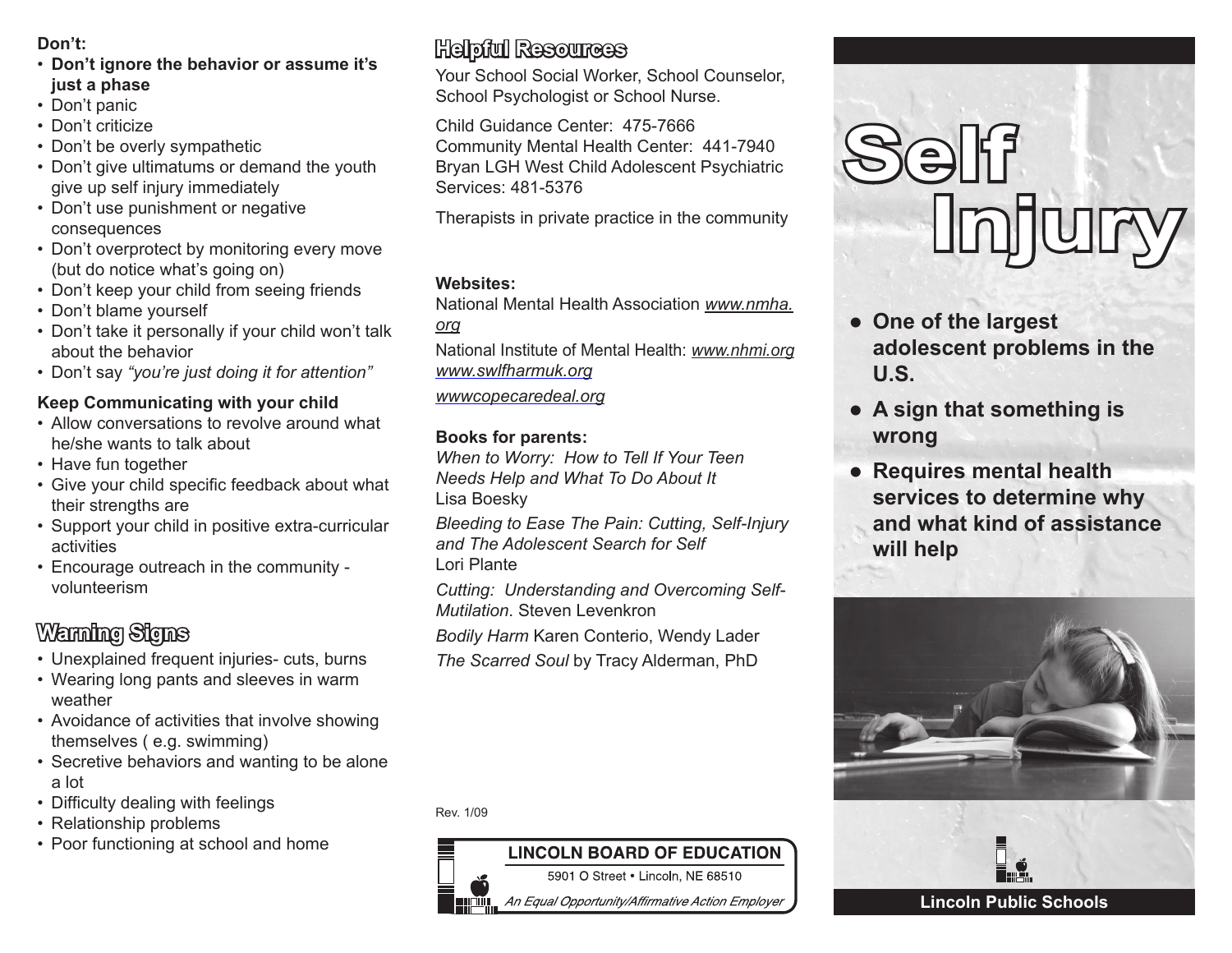**Don't:**

- **Don't ignore the behavior or assume it's just a phase**
- Don't panic
- Don't criticize
- Don't be overly sympathetic
- Don't give ultimatums or demand the youth give up self injury immediately
- Don't use punishment or negative consequences
- Don't overprotect by monitoring every move (but do notice what's going on)
- Don't keep your child from seeing friends
- Don't blame yourself
- Don't take it personally if your child won't talk about the behavior
- Don't say *"you're just doing it for attention"*

**Keep Communicating with your child**

- Allow conversations to revolve around what he/she wants to talk about
- Have fun together
- Give your child specific feedback about what their strengths are
- Support your child in positive extra-curricular activities
- Encourage outreach in the community - volunteerism

## Warning Signs

- Unexplained frequent injuries- cuts, burns
- Wearing long pants and sleeves in warm weather
- Avoidance of activities that involve showing themselves ( e.g. swimming)
- Secretive behaviors and wanting to be alone a lot
- Difficulty dealing with feelings
- Relationship problems
- Poor functioning at school and home

## Helpful Resources

Your School Social Worker, School Counselor, School Psychologist or School Nurse.

Child Guidance Center: 475-7666
Community Mental Health Center: 441-7940
Bryan LGH West Child Adolescent Psychiatric Services: 481-5376

Therapists in private practice in the community

**Websites:**

National Mental Health Association *www.nmha.org*

National Institute of Mental Health: *www.nhmi.org*
*www.swlfharmuk.org*

*wwwcopecaredeal.org*

**Books for parents:**

*When to Worry: How to Tell If Your Teen Needs Help and What To Do About It*
Lisa Boesky

*Bleeding to Ease The Pain: Cutting, Self-Injury and The Adolescent Search for Self*
Lori Plante

*Cutting: Understanding and Overcoming Self-Mutilation*. Steven Levenkron

*Bodily Harm* Karen Conterio, Wendy Lader

*The Scarred Soul* by Tracy Alderman, PhD

Rev. 1/09

**LINCOLN BOARD OF EDUCATION**
5901 O Street • Lincoln, NE 68510
*An Equal Opportunity/Affirmative Action Employer*

# Self Injury

- **One of the largest adolescent problems in the U.S.**
- **A sign that something is wrong**
- **Requires mental health services to determine why and what kind of assistance will help**

**Lincoln Public Schools**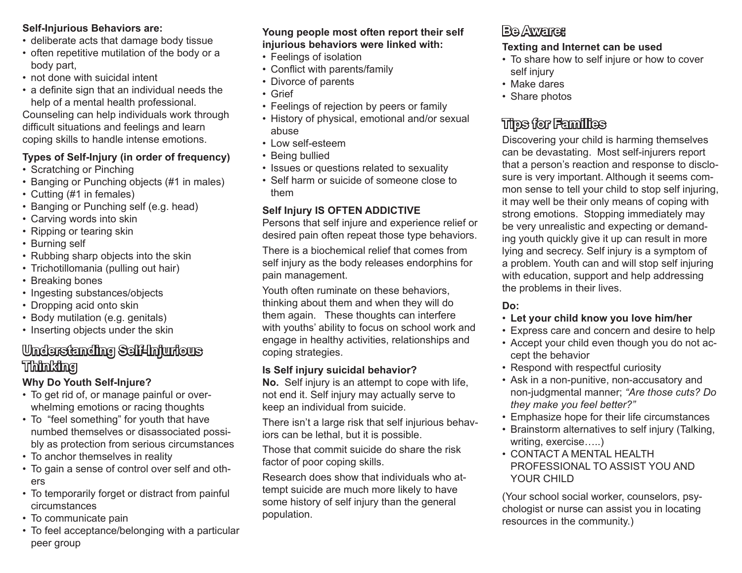**Self-Injurious Behaviors are:**

- deliberate acts that damage body tissue
- often repetitive mutilation of the body or a body part,
- not done with suicidal intent
- a definite sign that an individual needs the help of a mental health professional.

Counseling can help individuals work through difficult situations and feelings and learn coping skills to handle intense emotions.

**Types of Self-Injury (in order of frequency)**

- Scratching or Pinching
- Banging or Punching objects (#1 in males)
- Cutting (#1 in females)
- Banging or Punching self (e.g. head)
- Carving words into skin
- Ripping or tearing skin
- Burning self
- Rubbing sharp objects into the skin
- Trichotillomania (pulling out hair)
- Breaking bones
- Ingesting substances/objects
- Dropping acid onto skin
- Body mutilation (e.g. genitals)
- Inserting objects under the skin

## Understanding Self-Injurious Thinking

**Why Do Youth Self-Injure?**

- To get rid of, or manage painful or overwhelming emotions or racing thoughts
- To "feel something" for youth that have numbed themselves or disassociated possibly as protection from serious circumstances
- To anchor themselves in reality
- To gain a sense of control over self and others
- To temporarily forget or distract from painful circumstances
- To communicate pain
- To feel acceptance/belonging with a particular peer group

**Young people most often report their self injurious behaviors were linked with:**

- Feelings of isolation
- Conflict with parents/family
- Divorce of parents
- Grief
- Feelings of rejection by peers or family
- History of physical, emotional and/or sexual abuse
- Low self-esteem
- Being bullied
- Issues or questions related to sexuality
- Self harm or suicide of someone close to them

**Self Injury IS OFTEN ADDICTIVE**

Persons that self injure and experience relief or desired pain often repeat those type behaviors.

There is a biochemical relief that comes from self injury as the body releases endorphins for pain management.

Youth often ruminate on these behaviors, thinking about them and when they will do them again. These thoughts can interfere with youths' ability to focus on school work and engage in healthy activities, relationships and coping strategies.

**Is Self injury suicidal behavior?**

**No.** Self injury is an attempt to cope with life, not end it. Self injury may actually serve to keep an individual from suicide.

There isn't a large risk that self injurious behaviors can be lethal, but it is possible.

Those that commit suicide do share the risk factor of poor coping skills.

Research does show that individuals who attempt suicide are much more likely to have some history of self injury than the general population.

## Be Aware:

**Texting and Internet can be used**

- To share how to self injure or how to cover self injury
- Make dares
- Share photos

## Tips for Families

Discovering your child is harming themselves can be devastating. Most self-injurers report that a person's reaction and response to disclosure is very important. Although it seems common sense to tell your child to stop self injuring, it may well be their only means of coping with strong emotions. Stopping immediately may be very unrealistic and expecting or demanding youth quickly give it up can result in more lying and secrecy. Self injury is a symptom of a problem. Youth can and will stop self injuring with education, support and help addressing the problems in their lives.

**Do:**

- **Let your child know you love him/her**
- Express care and concern and desire to help
- Accept your child even though you do not accept the behavior
- Respond with respectful curiosity
- Ask in a non-punitive, non-accusatory and non-judgmental manner; *"Are those cuts? Do they make you feel better?"*
- Emphasize hope for their life circumstances
- Brainstorm alternatives to self injury (Talking, writing, exercise…..)
- CONTACT A MENTAL HEALTH PROFESSIONAL TO ASSIST YOU AND YOUR CHILD

(Your school social worker, counselors, psychologist or nurse can assist you in locating resources in the community.)